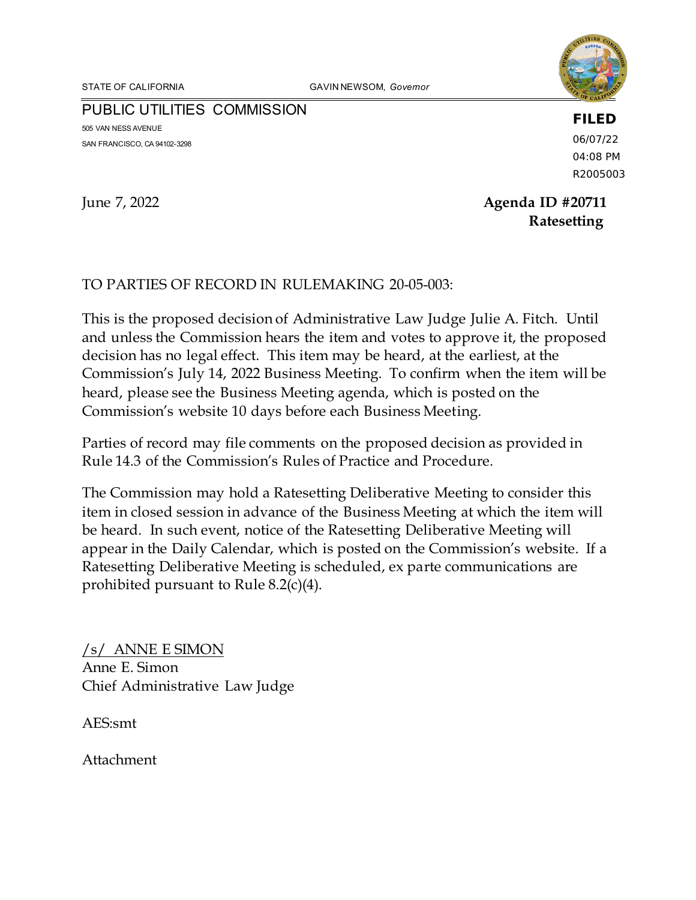STATE OF CALIFORNIA GAVIN NEWSOM, *Governor*

PUBLIC UTILITIES COMMISSION
505 VAN NESS AVENUE
SAN FRANCISCO, CA 94102-3298

**FILED**
06/07/22
04:08 PM
R2005003

June 7, 2022

**Agenda ID #20711**
**Ratesetting**

TO PARTIES OF RECORD IN RULEMAKING 20-05-003:

This is the proposed decision of Administrative Law Judge Julie A. Fitch. Until and unless the Commission hears the item and votes to approve it, the proposed decision has no legal effect. This item may be heard, at the earliest, at the Commission's July 14, 2022 Business Meeting. To confirm when the item will be heard, please see the Business Meeting agenda, which is posted on the Commission's website 10 days before each Business Meeting.

Parties of record may file comments on the proposed decision as provided in Rule 14.3 of the Commission's Rules of Practice and Procedure.

The Commission may hold a Ratesetting Deliberative Meeting to consider this item in closed session in advance of the Business Meeting at which the item will be heard. In such event, notice of the Ratesetting Deliberative Meeting will appear in the Daily Calendar, which is posted on the Commission's website. If a Ratesetting Deliberative Meeting is scheduled, ex parte communications are prohibited pursuant to Rule 8.2(c)(4).

/s/ ANNE E SIMON
Anne E. Simon
Chief Administrative Law Judge

AES:smt

Attachment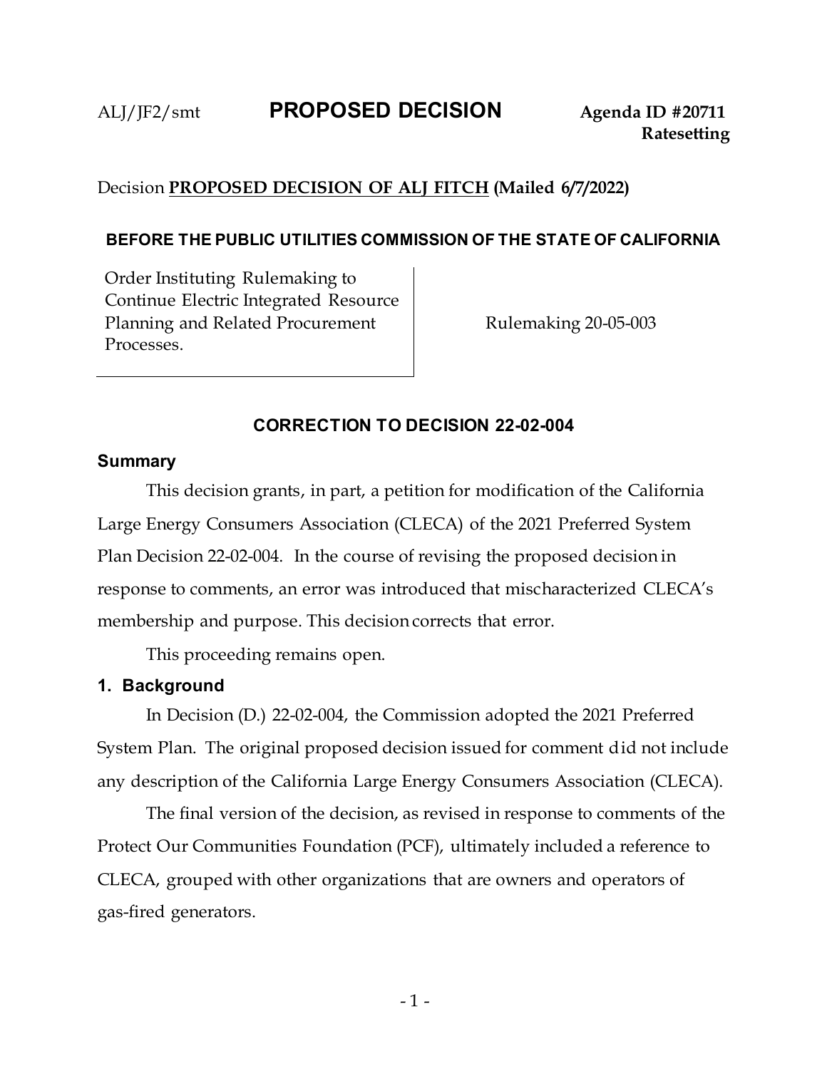ALJ/JF2/smt **PROPOSED DECISION** **Agenda ID #20711**
**Ratesetting**

Decision **PROPOSED DECISION OF ALJ FITCH (Mailed 6/7/2022)**

**BEFORE THE PUBLIC UTILITIES COMMISSION OF THE STATE OF CALIFORNIA**

| Order Instituting Rulemaking to Continue Electric Integrated Resource Planning and Related Procurement Processes. | Rulemaking 20-05-003 |
|---|---|

**CORRECTION TO DECISION 22-02-004**

## Summary

This decision grants, in part, a petition for modification of the California Large Energy Consumers Association (CLECA) of the 2021 Preferred System Plan Decision 22-02-004. In the course of revising the proposed decision in response to comments, an error was introduced that mischaracterized CLECA's membership and purpose. This decision corrects that error.

This proceeding remains open.

## 1. Background

In Decision (D.) 22-02-004, the Commission adopted the 2021 Preferred System Plan. The original proposed decision issued for comment did not include any description of the California Large Energy Consumers Association (CLECA).

The final version of the decision, as revised in response to comments of the Protect Our Communities Foundation (PCF), ultimately included a reference to CLECA, grouped with other organizations that are owners and operators of gas-fired generators.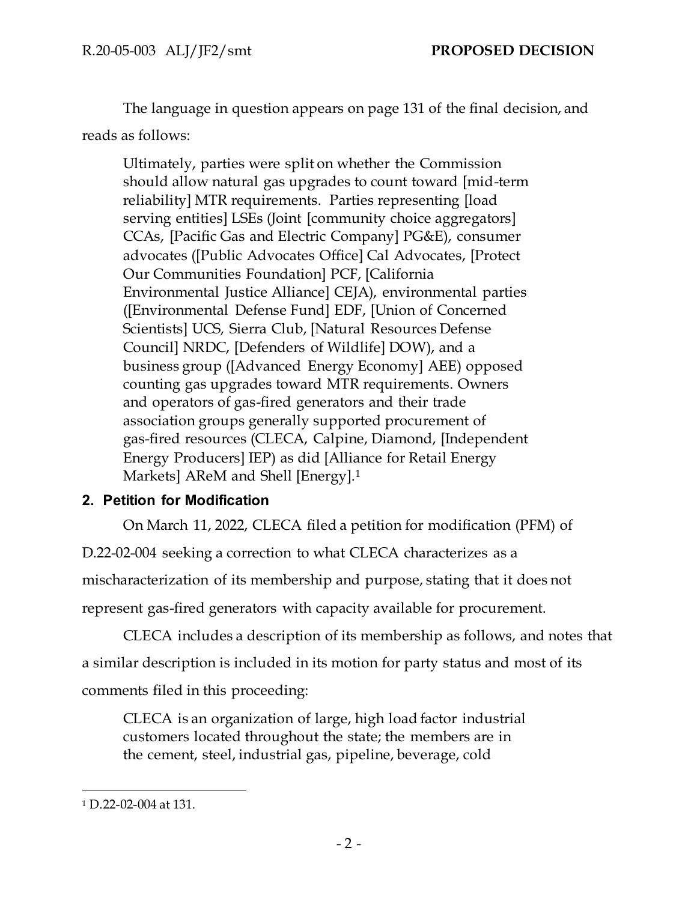The language in question appears on page 131 of the final decision, and reads as follows:

> Ultimately, parties were split on whether the Commission should allow natural gas upgrades to count toward [mid-term reliability] MTR requirements. Parties representing [load serving entities] LSEs (Joint [community choice aggregators] CCAs, [Pacific Gas and Electric Company] PG&E), consumer advocates ([Public Advocates Office] Cal Advocates, [Protect Our Communities Foundation] PCF, [California Environmental Justice Alliance] CEJA), environmental parties ([Environmental Defense Fund] EDF, [Union of Concerned Scientists] UCS, Sierra Club, [Natural Resources Defense Council] NRDC, [Defenders of Wildlife] DOW), and a business group ([Advanced Energy Economy] AEE) opposed counting gas upgrades toward MTR requirements. Owners and operators of gas-fired generators and their trade association groups generally supported procurement of gas-fired resources (CLECA, Calpine, Diamond, [Independent Energy Producers] IEP) as did [Alliance for Retail Energy Markets] AReM and Shell [Energy].[1]

## 2. Petition for Modification

On March 11, 2022, CLECA filed a petition for modification (PFM) of D.22-02-004 seeking a correction to what CLECA characterizes as a mischaracterization of its membership and purpose, stating that it does not represent gas-fired generators with capacity available for procurement.

CLECA includes a description of its membership as follows, and notes that a similar description is included in its motion for party status and most of its comments filed in this proceeding:

> CLECA is an organization of large, high load factor industrial customers located throughout the state; the members are in the cement, steel, industrial gas, pipeline, beverage, cold

---

[1] D.22-02-004 at 131.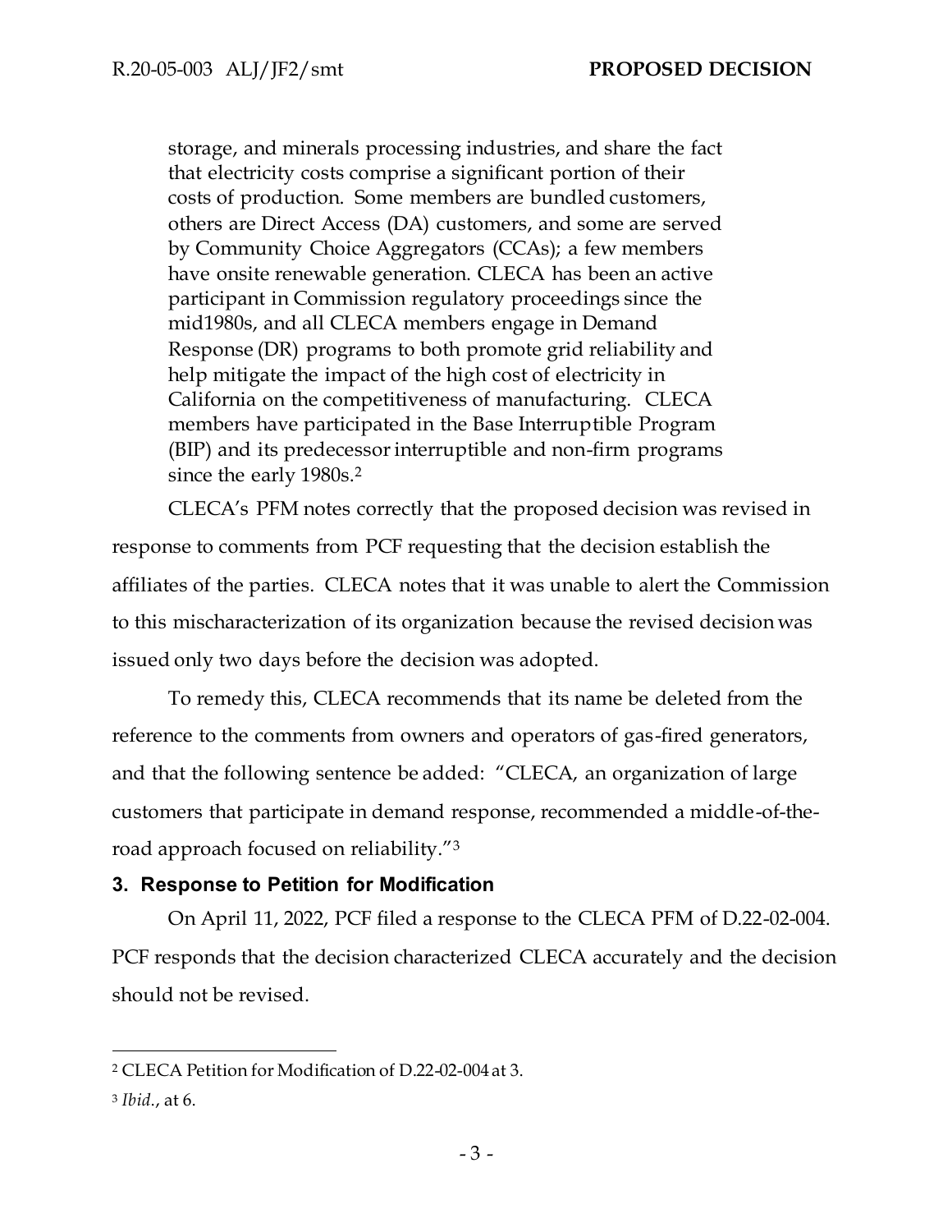> storage, and minerals processing industries, and share the fact that electricity costs comprise a significant portion of their costs of production. Some members are bundled customers, others are Direct Access (DA) customers, and some are served by Community Choice Aggregators (CCAs); a few members have onsite renewable generation. CLECA has been an active participant in Commission regulatory proceedings since the mid1980s, and all CLECA members engage in Demand Response (DR) programs to both promote grid reliability and help mitigate the impact of the high cost of electricity in California on the competitiveness of manufacturing. CLECA members have participated in the Base Interruptible Program (BIP) and its predecessor interruptible and non-firm programs since the early 1980s.[2]

CLECA's PFM notes correctly that the proposed decision was revised in response to comments from PCF requesting that the decision establish the affiliates of the parties. CLECA notes that it was unable to alert the Commission to this mischaracterization of its organization because the revised decision was issued only two days before the decision was adopted.

To remedy this, CLECA recommends that its name be deleted from the reference to the comments from owners and operators of gas-fired generators, and that the following sentence be added: "CLECA, an organization of large customers that participate in demand response, recommended a middle-of-the-road approach focused on reliability."[3]

### 3. Response to Petition for Modification

On April 11, 2022, PCF filed a response to the CLECA PFM of D.22-02-004. PCF responds that the decision characterized CLECA accurately and the decision should not be revised.

---

[2] CLECA Petition for Modification of D.22-02-004 at 3.

[3] *Ibid.*, at 6.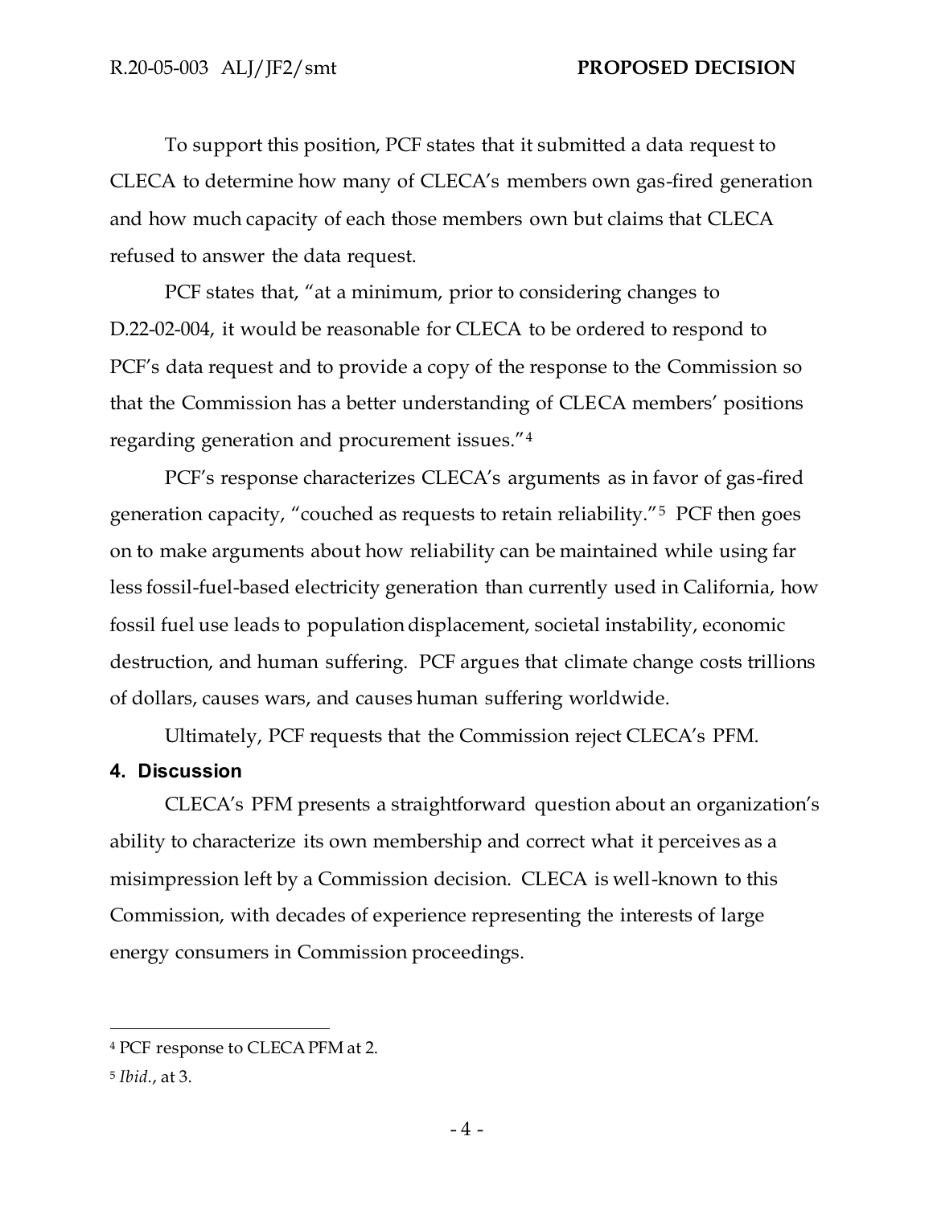To support this position, PCF states that it submitted a data request to CLECA to determine how many of CLECA's members own gas-fired generation and how much capacity of each those members own but claims that CLECA refused to answer the data request.

PCF states that, "at a minimum, prior to considering changes to D.22-02-004, it would be reasonable for CLECA to be ordered to respond to PCF's data request and to provide a copy of the response to the Commission so that the Commission has a better understanding of CLECA members' positions regarding generation and procurement issues."[4]

PCF's response characterizes CLECA's arguments as in favor of gas-fired generation capacity, "couched as requests to retain reliability."[5] PCF then goes on to make arguments about how reliability can be maintained while using far less fossil-fuel-based electricity generation than currently used in California, how fossil fuel use leads to population displacement, societal instability, economic destruction, and human suffering. PCF argues that climate change costs trillions of dollars, causes wars, and causes human suffering worldwide.

Ultimately, PCF requests that the Commission reject CLECA's PFM.

## 4. Discussion

CLECA's PFM presents a straightforward question about an organization's ability to characterize its own membership and correct what it perceives as a misimpression left by a Commission decision. CLECA is well-known to this Commission, with decades of experience representing the interests of large energy consumers in Commission proceedings.

---

[4] PCF response to CLECA PFM at 2.

[5] *Ibid.*, at 3.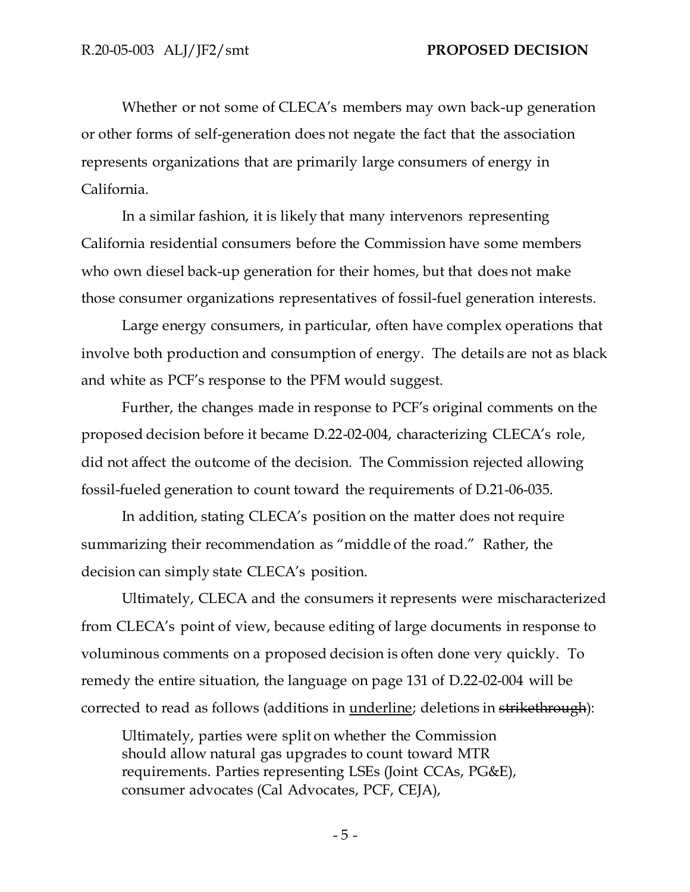Whether or not some of CLECA's members may own back-up generation or other forms of self-generation does not negate the fact that the association represents organizations that are primarily large consumers of energy in California.

In a similar fashion, it is likely that many intervenors representing California residential consumers before the Commission have some members who own diesel back-up generation for their homes, but that does not make those consumer organizations representatives of fossil-fuel generation interests.

Large energy consumers, in particular, often have complex operations that involve both production and consumption of energy. The details are not as black and white as PCF's response to the PFM would suggest.

Further, the changes made in response to PCF's original comments on the proposed decision before it became D.22-02-004, characterizing CLECA's role, did not affect the outcome of the decision. The Commission rejected allowing fossil-fueled generation to count toward the requirements of D.21-06-035.

In addition, stating CLECA's position on the matter does not require summarizing their recommendation as "middle of the road." Rather, the decision can simply state CLECA's position.

Ultimately, CLECA and the consumers it represents were mischaracterized from CLECA's point of view, because editing of large documents in response to voluminous comments on a proposed decision is often done very quickly. To remedy the entire situation, the language on page 131 of D.22-02-004 will be corrected to read as follows (additions in <u>underline</u>; deletions in ~~strikethrough~~):

> Ultimately, parties were split on whether the Commission should allow natural gas upgrades to count toward MTR requirements. Parties representing LSEs (Joint CCAs, PG&E), consumer advocates (Cal Advocates, PCF, CEJA),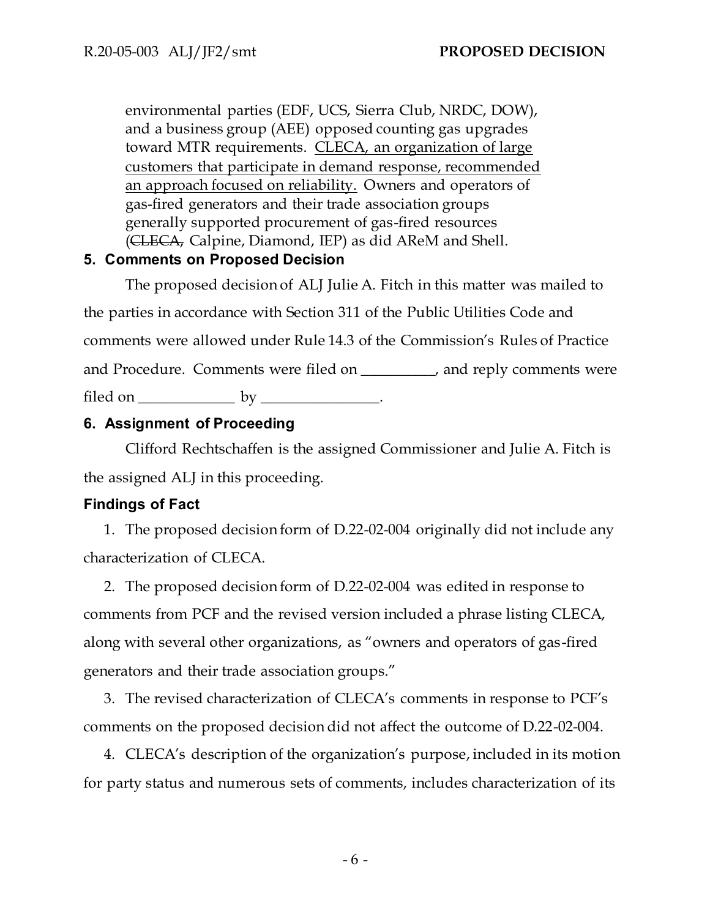environmental parties (EDF, UCS, Sierra Club, NRDC, DOW), and a business group (AEE) opposed counting gas upgrades toward MTR requirements. <u>CLECA, an organization of large customers that participate in demand response, recommended an approach focused on reliability.</u> Owners and operators of gas-fired generators and their trade association groups generally supported procurement of gas-fired resources (~~CLECA,~~ Calpine, Diamond, IEP) as did AReM and Shell.

## 5. Comments on Proposed Decision

The proposed decision of ALJ Julie A. Fitch in this matter was mailed to the parties in accordance with Section 311 of the Public Utilities Code and comments were allowed under Rule 14.3 of the Commission's Rules of Practice and Procedure. Comments were filed on __________, and reply comments were filed on _____________ by ________________.

## 6. Assignment of Proceeding

Clifford Rechtschaffen is the assigned Commissioner and Julie A. Fitch is the assigned ALJ in this proceeding.

## Findings of Fact

1. The proposed decision form of D.22-02-004 originally did not include any characterization of CLECA.

2. The proposed decision form of D.22-02-004 was edited in response to comments from PCF and the revised version included a phrase listing CLECA, along with several other organizations, as "owners and operators of gas-fired generators and their trade association groups."

3. The revised characterization of CLECA's comments in response to PCF's comments on the proposed decision did not affect the outcome of D.22-02-004.

4. CLECA's description of the organization's purpose, included in its motion for party status and numerous sets of comments, includes characterization of its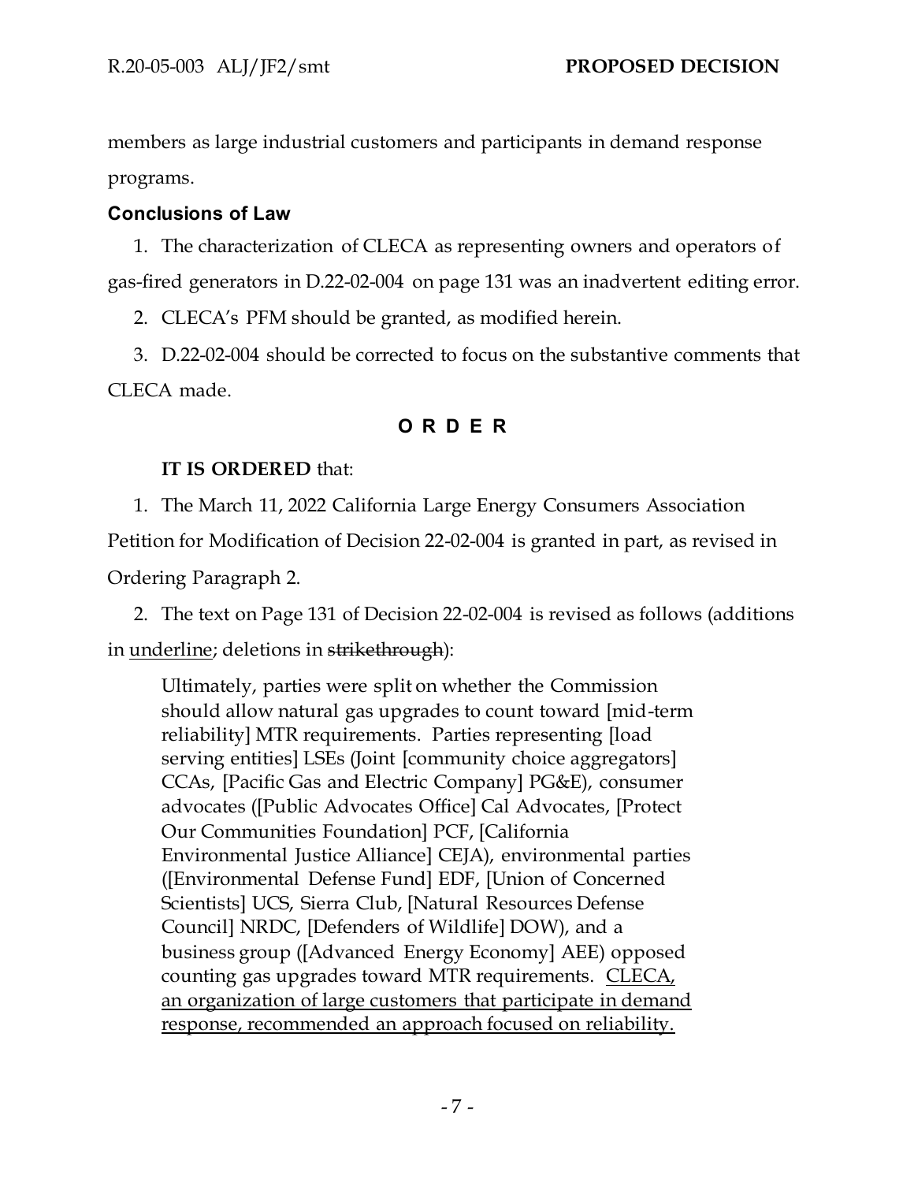members as large industrial customers and participants in demand response programs.

## Conclusions of Law

1. The characterization of CLECA as representing owners and operators of gas-fired generators in D.22-02-004 on page 131 was an inadvertent editing error.

2. CLECA's PFM should be granted, as modified herein.

3. D.22-02-004 should be corrected to focus on the substantive comments that CLECA made.

## O R D E R

**IT IS ORDERED** that:

1. The March 11, 2022 California Large Energy Consumers Association Petition for Modification of Decision 22-02-004 is granted in part, as revised in Ordering Paragraph 2.

2. The text on Page 131 of Decision 22-02-004 is revised as follows (additions in <u>underline</u>; deletions in ~~strikethrough~~):

> Ultimately, parties were split on whether the Commission should allow natural gas upgrades to count toward [mid-term reliability] MTR requirements. Parties representing [load serving entities] LSEs (Joint [community choice aggregators] CCAs, [Pacific Gas and Electric Company] PG&E), consumer advocates ([Public Advocates Office] Cal Advocates, [Protect Our Communities Foundation] PCF, [California Environmental Justice Alliance] CEJA), environmental parties ([Environmental Defense Fund] EDF, [Union of Concerned Scientists] UCS, Sierra Club, [Natural Resources Defense Council] NRDC, [Defenders of Wildlife] DOW), and a business group ([Advanced Energy Economy] AEE) opposed counting gas upgrades toward MTR requirements. <u>CLECA, an organization of large customers that participate in demand response, recommended an approach focused on reliability.</u>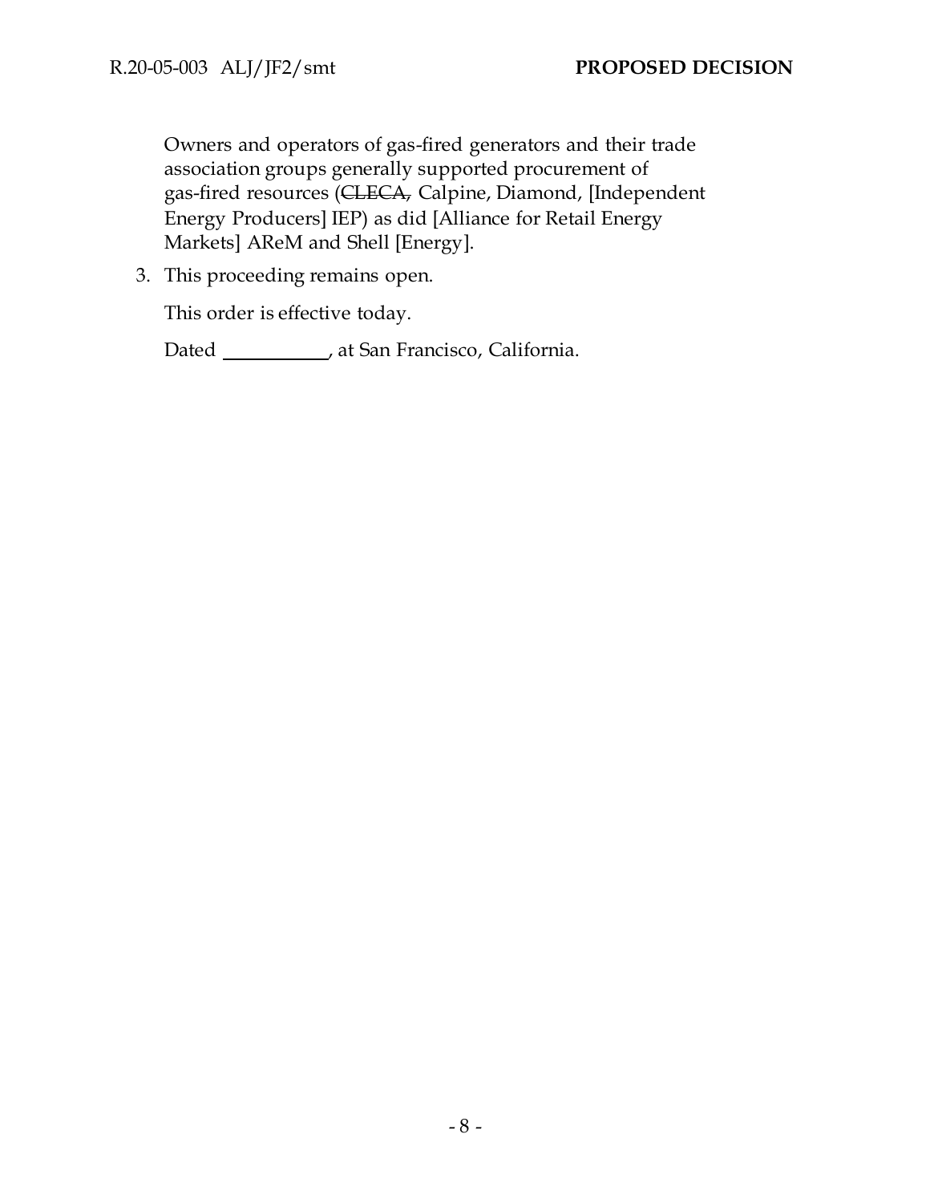Owners and operators of gas-fired generators and their trade association groups generally supported procurement of gas-fired resources (~~CLECA,~~ Calpine, Diamond, [Independent Energy Producers] IEP) as did [Alliance for Retail Energy Markets] AReM and Shell [Energy].

3. This proceeding remains open.

This order is effective today.

Dated \_\_\_\_\_\_\_\_\_\_\_, at San Francisco, California.